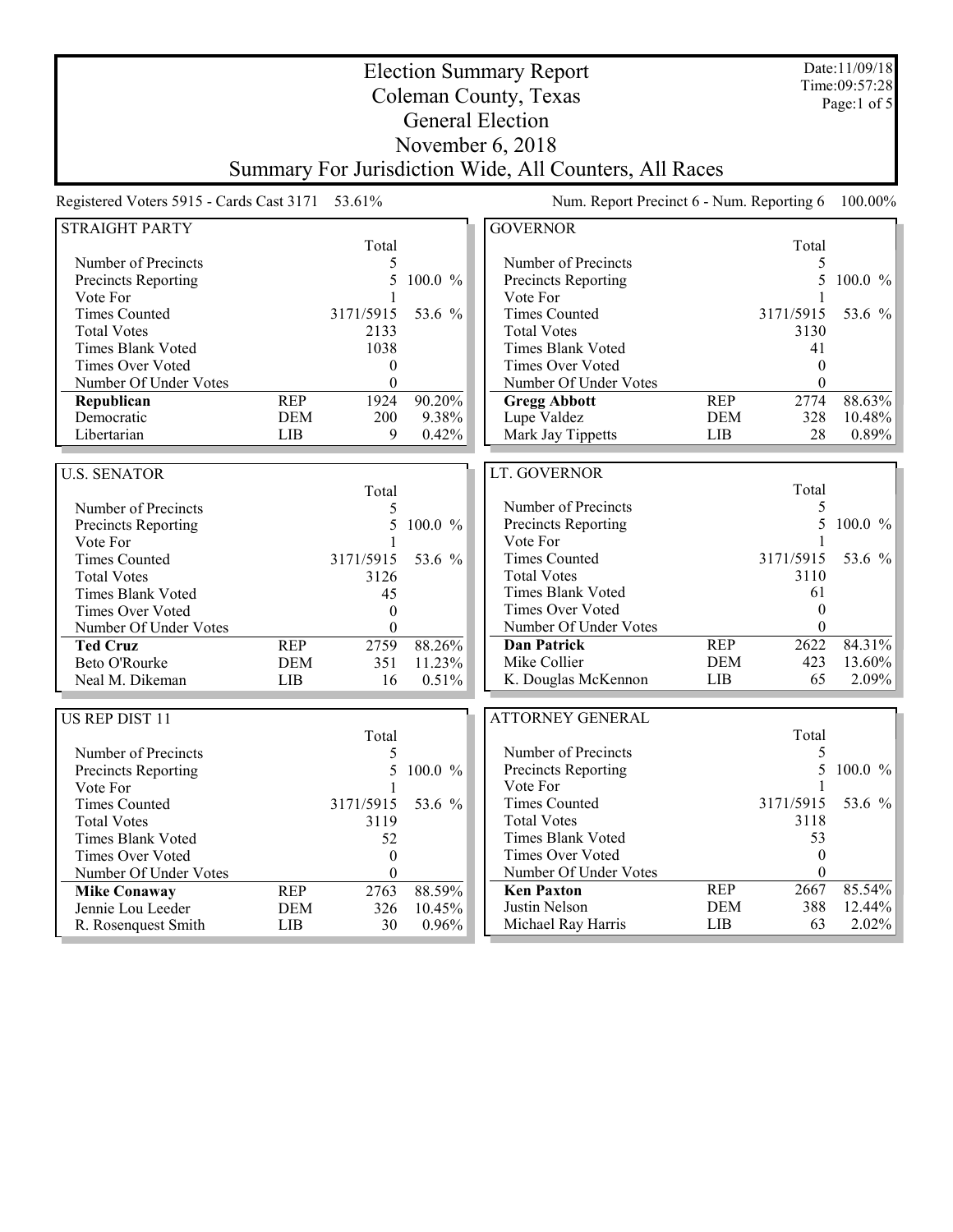# Election Summary Report
## Coleman County, Texas
## General Election
## November 6, 2018
## Summary For Jurisdiction Wide, All Counters, All Races

Date:11/09/18
Time:09:57:28

Registered Voters 5915 - Cards Cast 3171 53.61%

Num. Report Precinct 6 - Num. Reporting 6 100.00%

### STRAIGHT PARTY

| | | Total | |
|---|---|---|---|
| Number of Precincts | | 5 | |
| Precincts Reporting | | 5 | 100.0 % |
| Vote For | | 1 | |
| Times Counted | | 3171/5915 | 53.6 % |
| Total Votes | | 2133 | |
| Times Blank Voted | | 1038 | |
| Times Over Voted | | 0 | |
| Number Of Under Votes | | 0 | |
| **Republican** | REP | 1924 | 90.20% |
| Democratic | DEM | 200 | 9.38% |
| Libertarian | LIB | 9 | 0.42% |

### U.S. SENATOR

| | | Total | |
|---|---|---|---|
| Number of Precincts | | 5 | |
| Precincts Reporting | | 5 | 100.0 % |
| Vote For | | 1 | |
| Times Counted | | 3171/5915 | 53.6 % |
| Total Votes | | 3126 | |
| Times Blank Voted | | 45 | |
| Times Over Voted | | 0 | |
| Number Of Under Votes | | 0 | |
| **Ted Cruz** | REP | 2759 | 88.26% |
| Beto O'Rourke | DEM | 351 | 11.23% |
| Neal M. Dikeman | LIB | 16 | 0.51% |

### US REP DIST 11

| | | Total | |
|---|---|---|---|
| Number of Precincts | | 5 | |
| Precincts Reporting | | 5 | 100.0 % |
| Vote For | | 1 | |
| Times Counted | | 3171/5915 | 53.6 % |
| Total Votes | | 3119 | |
| Times Blank Voted | | 52 | |
| Times Over Voted | | 0 | |
| Number Of Under Votes | | 0 | |
| **Mike Conaway** | REP | 2763 | 88.59% |
| Jennie Lou Leeder | DEM | 326 | 10.45% |
| R. Rosenquest Smith | LIB | 30 | 0.96% |

### GOVERNOR

| | | Total | |
|---|---|---|---|
| Number of Precincts | | 5 | |
| Precincts Reporting | | 5 | 100.0 % |
| Vote For | | 1 | |
| Times Counted | | 3171/5915 | 53.6 % |
| Total Votes | | 3130 | |
| Times Blank Voted | | 41 | |
| Times Over Voted | | 0 | |
| Number Of Under Votes | | 0 | |
| **Gregg Abbott** | REP | 2774 | 88.63% |
| Lupe Valdez | DEM | 328 | 10.48% |
| Mark Jay Tippetts | LIB | 28 | 0.89% |

### LT. GOVERNOR

| | | Total | |
|---|---|---|---|
| Number of Precincts | | 5 | |
| Precincts Reporting | | 5 | 100.0 % |
| Vote For | | 1 | |
| Times Counted | | 3171/5915 | 53.6 % |
| Total Votes | | 3110 | |
| Times Blank Voted | | 61 | |
| Times Over Voted | | 0 | |
| Number Of Under Votes | | 0 | |
| **Dan Patrick** | REP | 2622 | 84.31% |
| Mike Collier | DEM | 423 | 13.60% |
| K. Douglas McKennon | LIB | 65 | 2.09% |

### ATTORNEY GENERAL

| | | Total | |
|---|---|---|---|
| Number of Precincts | | 5 | |
| Precincts Reporting | | 5 | 100.0 % |
| Vote For | | 1 | |
| Times Counted | | 3171/5915 | 53.6 % |
| Total Votes | | 3118 | |
| Times Blank Voted | | 53 | |
| Times Over Voted | | 0 | |
| Number Of Under Votes | | 0 | |
| **Ken Paxton** | REP | 2667 | 85.54% |
| Justin Nelson | DEM | 388 | 12.44% |
| Michael Ray Harris | LIB | 63 | 2.02% |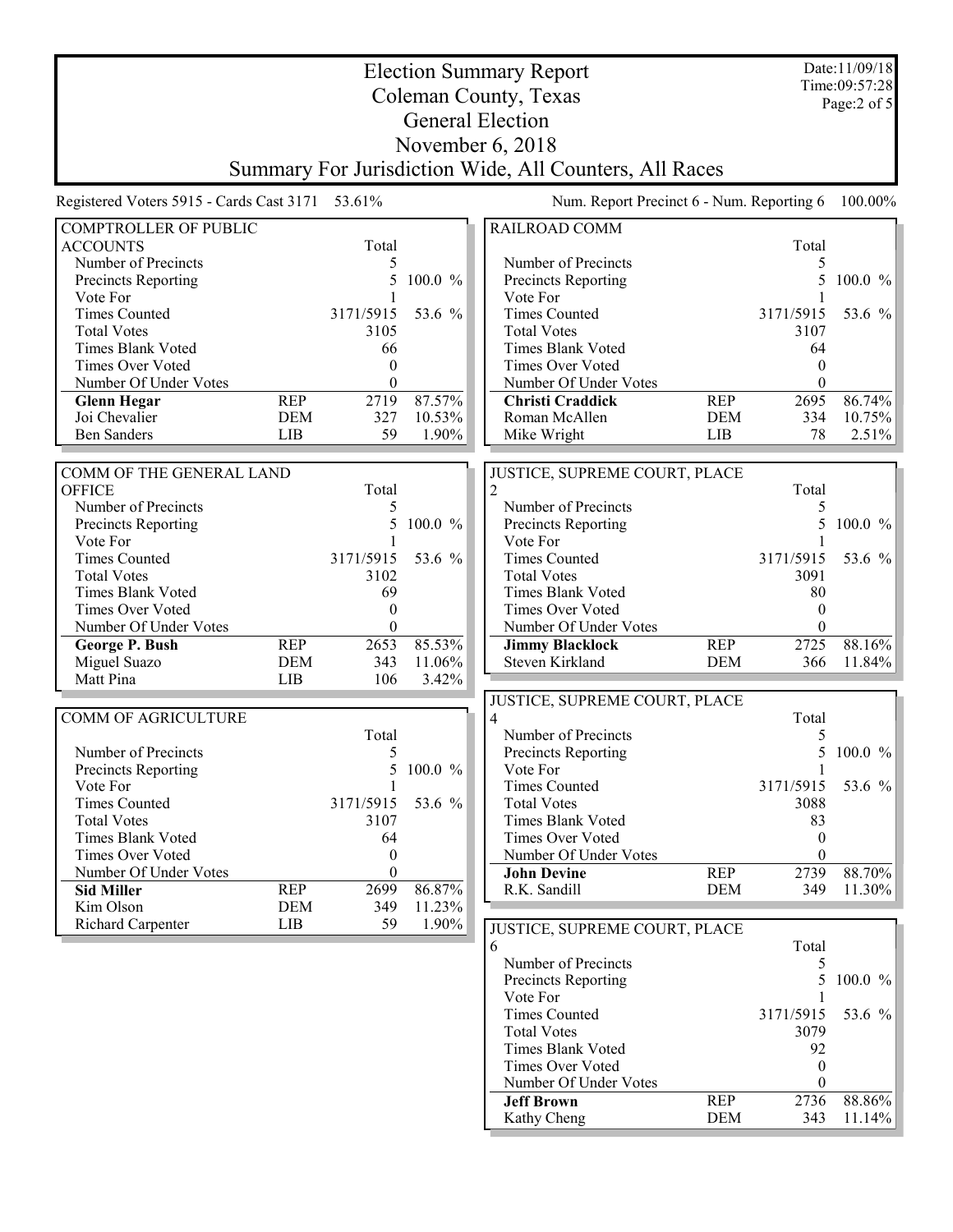# Election Summary Report
## Coleman County, Texas
## General Election
## November 6, 2018
## Summary For Jurisdiction Wide, All Counters, All Races

Date:11/09/18
Time:09:57:28

Registered Voters 5915 - Cards Cast 3171 53.61%

Num. Report Precinct 6 - Num. Reporting 6 100.00%

### COMPTROLLER OF PUBLIC ACCOUNTS

| | | Total | |
|---|---|---|---|
| Number of Precincts | | 5 | |
| Precincts Reporting | | 5 | 100.0 % |
| Vote For | | 1 | |
| Times Counted | | 3171/5915 | 53.6 % |
| Total Votes | | 3105 | |
| Times Blank Voted | | 66 | |
| Times Over Voted | | 0 | |
| Number Of Under Votes | | 0 | |
| **Glenn Hegar** | REP | 2719 | 87.57% |
| Joi Chevalier | DEM | 327 | 10.53% |
| Ben Sanders | LIB | 59 | 1.90% |

### COMM OF THE GENERAL LAND OFFICE

| | | Total | |
|---|---|---|---|
| Number of Precincts | | 5 | |
| Precincts Reporting | | 5 | 100.0 % |
| Vote For | | 1 | |
| Times Counted | | 3171/5915 | 53.6 % |
| Total Votes | | 3102 | |
| Times Blank Voted | | 69 | |
| Times Over Voted | | 0 | |
| Number Of Under Votes | | 0 | |
| **George P. Bush** | REP | 2653 | 85.53% |
| Miguel Suazo | DEM | 343 | 11.06% |
| Matt Pina | LIB | 106 | 3.42% |

### COMM OF AGRICULTURE

| | | Total | |
|---|---|---|---|
| Number of Precincts | | 5 | |
| Precincts Reporting | | 5 | 100.0 % |
| Vote For | | 1 | |
| Times Counted | | 3171/5915 | 53.6 % |
| Total Votes | | 3107 | |
| Times Blank Voted | | 64 | |
| Times Over Voted | | 0 | |
| Number Of Under Votes | | 0 | |
| **Sid Miller** | REP | 2699 | 86.87% |
| Kim Olson | DEM | 349 | 11.23% |
| Richard Carpenter | LIB | 59 | 1.90% |

### RAILROAD COMM

| | | Total | |
|---|---|---|---|
| Number of Precincts | | 5 | |
| Precincts Reporting | | 5 | 100.0 % |
| Vote For | | 1 | |
| Times Counted | | 3171/5915 | 53.6 % |
| Total Votes | | 3107 | |
| Times Blank Voted | | 64 | |
| Times Over Voted | | 0 | |
| Number Of Under Votes | | 0 | |
| **Christi Craddick** | REP | 2695 | 86.74% |
| Roman McAllen | DEM | 334 | 10.75% |
| Mike Wright | LIB | 78 | 2.51% |

### JUSTICE, SUPREME COURT, PLACE 2

| | | Total | |
|---|---|---|---|
| Number of Precincts | | 5 | |
| Precincts Reporting | | 5 | 100.0 % |
| Vote For | | 1 | |
| Times Counted | | 3171/5915 | 53.6 % |
| Total Votes | | 3091 | |
| Times Blank Voted | | 80 | |
| Times Over Voted | | 0 | |
| Number Of Under Votes | | 0 | |
| **Jimmy Blacklock** | REP | 2725 | 88.16% |
| Steven Kirkland | DEM | 366 | 11.84% |

### JUSTICE, SUPREME COURT, PLACE 4

| | | Total | |
|---|---|---|---|
| Number of Precincts | | 5 | |
| Precincts Reporting | | 5 | 100.0 % |
| Vote For | | 1 | |
| Times Counted | | 3171/5915 | 53.6 % |
| Total Votes | | 3088 | |
| Times Blank Voted | | 83 | |
| Times Over Voted | | 0 | |
| Number Of Under Votes | | 0 | |
| **John Devine** | REP | 2739 | 88.70% |
| R.K. Sandill | DEM | 349 | 11.30% |

### JUSTICE, SUPREME COURT, PLACE 6

| | | Total | |
|---|---|---|---|
| Number of Precincts | | 5 | |
| Precincts Reporting | | 5 | 100.0 % |
| Vote For | | 1 | |
| Times Counted | | 3171/5915 | 53.6 % |
| Total Votes | | 3079 | |
| Times Blank Voted | | 92 | |
| Times Over Voted | | 0 | |
| Number Of Under Votes | | 0 | |
| **Jeff Brown** | REP | 2736 | 88.86% |
| Kathy Cheng | DEM | 343 | 11.14% |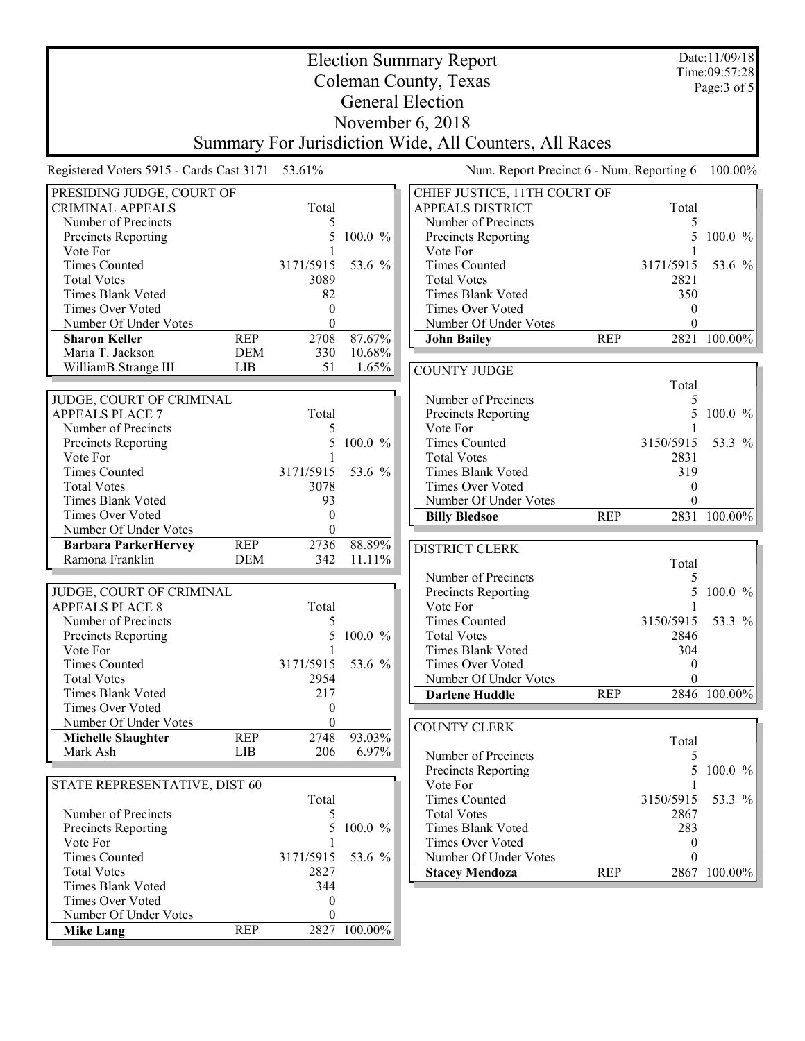# Election Summary Report
## Coleman County, Texas
## General Election
## November 6, 2018
## Summary For Jurisdiction Wide, All Counters, All Races

Date:11/09/18
Time:09:57:28

Registered Voters 5915 - Cards Cast 3171 53.61%

Num. Report Precinct 6 - Num. Reporting 6 100.00%

### PRESIDING JUDGE, COURT OF CRIMINAL APPEALS

| | | Total | |
|---|---|---|---|
| Number of Precincts | | 5 | |
| Precincts Reporting | | 5 | 100.0 % |
| Vote For | | 1 | |
| Times Counted | | 3171/5915 | 53.6 % |
| Total Votes | | 3089 | |
| Times Blank Voted | | 82 | |
| Times Over Voted | | 0 | |
| Number Of Under Votes | | 0 | |
| **Sharon Keller** | REP | 2708 | 87.67% |
| Maria T. Jackson | DEM | 330 | 10.68% |
| WilliamB.Strange III | LIB | 51 | 1.65% |

### JUDGE, COURT OF CRIMINAL APPEALS PLACE 7

| | | Total | |
|---|---|---|---|
| Number of Precincts | | 5 | |
| Precincts Reporting | | 5 | 100.0 % |
| Vote For | | 1 | |
| Times Counted | | 3171/5915 | 53.6 % |
| Total Votes | | 3078 | |
| Times Blank Voted | | 93 | |
| Times Over Voted | | 0 | |
| Number Of Under Votes | | 0 | |
| **Barbara ParkerHervey** | REP | 2736 | 88.89% |
| Ramona Franklin | DEM | 342 | 11.11% |

### JUDGE, COURT OF CRIMINAL APPEALS PLACE 8

| | | Total | |
|---|---|---|---|
| Number of Precincts | | 5 | |
| Precincts Reporting | | 5 | 100.0 % |
| Vote For | | 1 | |
| Times Counted | | 3171/5915 | 53.6 % |
| Total Votes | | 2954 | |
| Times Blank Voted | | 217 | |
| Times Over Voted | | 0 | |
| Number Of Under Votes | | 0 | |
| **Michelle Slaughter** | REP | 2748 | 93.03% |
| Mark Ash | LIB | 206 | 6.97% |

### STATE REPRESENTATIVE, DIST 60

| | | Total | |
|---|---|---|---|
| Number of Precincts | | 5 | |
| Precincts Reporting | | 5 | 100.0 % |
| Vote For | | 1 | |
| Times Counted | | 3171/5915 | 53.6 % |
| Total Votes | | 2827 | |
| Times Blank Voted | | 344 | |
| Times Over Voted | | 0 | |
| Number Of Under Votes | | 0 | |
| **Mike Lang** | REP | 2827 | 100.00% |

### CHIEF JUSTICE, 11TH COURT OF APPEALS DISTRICT

| | | Total | |
|---|---|---|---|
| Number of Precincts | | 5 | |
| Precincts Reporting | | 5 | 100.0 % |
| Vote For | | 1 | |
| Times Counted | | 3171/5915 | 53.6 % |
| Total Votes | | 2821 | |
| Times Blank Voted | | 350 | |
| Times Over Voted | | 0 | |
| Number Of Under Votes | | 0 | |
| **John Bailey** | REP | 2821 | 100.00% |

### COUNTY JUDGE

| | | Total | |
|---|---|---|---|
| Number of Precincts | | 5 | |
| Precincts Reporting | | 5 | 100.0 % |
| Vote For | | 1 | |
| Times Counted | | 3150/5915 | 53.3 % |
| Total Votes | | 2831 | |
| Times Blank Voted | | 319 | |
| Times Over Voted | | 0 | |
| Number Of Under Votes | | 0 | |
| **Billy Bledsoe** | REP | 2831 | 100.00% |

### DISTRICT CLERK

| | | Total | |
|---|---|---|---|
| Number of Precincts | | 5 | |
| Precincts Reporting | | 5 | 100.0 % |
| Vote For | | 1 | |
| Times Counted | | 3150/5915 | 53.3 % |
| Total Votes | | 2846 | |
| Times Blank Voted | | 304 | |
| Times Over Voted | | 0 | |
| Number Of Under Votes | | 0 | |
| **Darlene Huddle** | REP | 2846 | 100.00% |

### COUNTY CLERK

| | | Total | |
|---|---|---|---|
| Number of Precincts | | 5 | |
| Precincts Reporting | | 5 | 100.0 % |
| Vote For | | 1 | |
| Times Counted | | 3150/5915 | 53.3 % |
| Total Votes | | 2867 | |
| Times Blank Voted | | 283 | |
| Times Over Voted | | 0 | |
| Number Of Under Votes | | 0 | |
| **Stacey Mendoza** | REP | 2867 | 100.00% |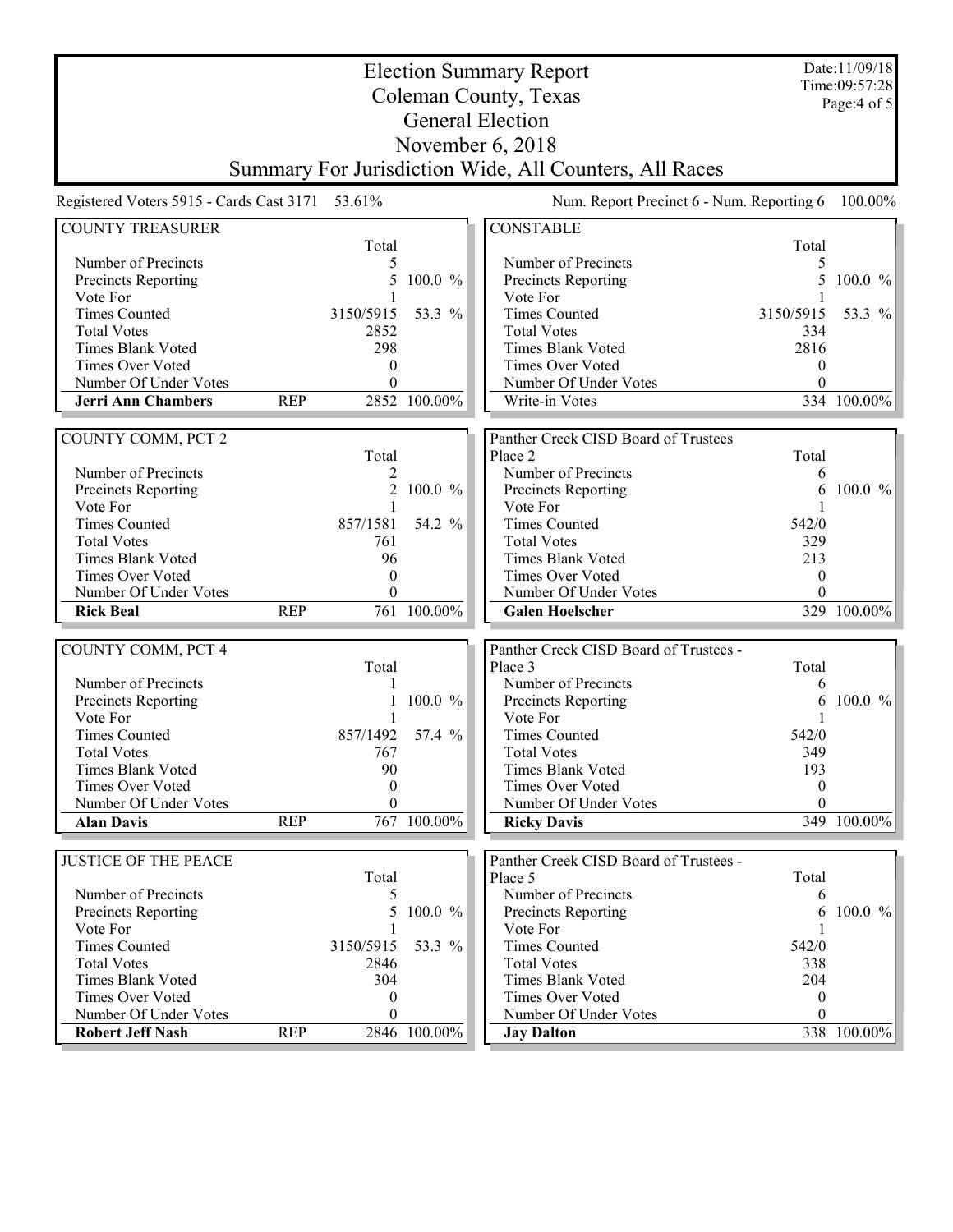# Election Summary Report

## Coleman County, Texas
## General Election
## November 6, 2018
## Summary For Jurisdiction Wide, All Counters, All Races

Date:11/09/18
Time:09:57:28

Registered Voters 5915 - Cards Cast 3171 53.61%

Num. Report Precinct 6 - Num. Reporting 6 100.00%

### COUNTY TREASURER

| | | Total | |
|---|---|---|---|
| Number of Precincts | | 5 | |
| Precincts Reporting | | 5 | 100.0 % |
| Vote For | | 1 | |
| Times Counted | | 3150/5915 | 53.3 % |
| Total Votes | | 2852 | |
| Times Blank Voted | | 298 | |
| Times Over Voted | | 0 | |
| Number Of Under Votes | | 0 | |
| **Jerri Ann Chambers** | REP | 2852 | 100.00% |

### COUNTY COMM, PCT 2

| | | Total | |
|---|---|---|---|
| Number of Precincts | | 2 | |
| Precincts Reporting | | 2 | 100.0 % |
| Vote For | | 1 | |
| Times Counted | | 857/1581 | 54.2 % |
| Total Votes | | 761 | |
| Times Blank Voted | | 96 | |
| Times Over Voted | | 0 | |
| Number Of Under Votes | | 0 | |
| **Rick Beal** | REP | 761 | 100.00% |

### COUNTY COMM, PCT 4

| | | Total | |
|---|---|---|---|
| Number of Precincts | | 1 | |
| Precincts Reporting | | 1 | 100.0 % |
| Vote For | | 1 | |
| Times Counted | | 857/1492 | 57.4 % |
| Total Votes | | 767 | |
| Times Blank Voted | | 90 | |
| Times Over Voted | | 0 | |
| Number Of Under Votes | | 0 | |
| **Alan Davis** | REP | 767 | 100.00% |

### JUSTICE OF THE PEACE

| | | Total | |
|---|---|---|---|
| Number of Precincts | | 5 | |
| Precincts Reporting | | 5 | 100.0 % |
| Vote For | | 1 | |
| Times Counted | | 3150/5915 | 53.3 % |
| Total Votes | | 2846 | |
| Times Blank Voted | | 304 | |
| Times Over Voted | | 0 | |
| Number Of Under Votes | | 0 | |
| **Robert Jeff Nash** | REP | 2846 | 100.00% |

### CONSTABLE

| | Total | |
|---|---|---|
| Number of Precincts | 5 | |
| Precincts Reporting | 5 | 100.0 % |
| Vote For | 1 | |
| Times Counted | 3150/5915 | 53.3 % |
| Total Votes | 334 | |
| Times Blank Voted | 2816 | |
| Times Over Voted | 0 | |
| Number Of Under Votes | 0 | |
| Write-in Votes | 334 | 100.00% |

### Panther Creek CISD Board of Trustees Place 2

| | Total | |
|---|---|---|
| Number of Precincts | 6 | |
| Precincts Reporting | 6 | 100.0 % |
| Vote For | 1 | |
| Times Counted | 542/0 | |
| Total Votes | 329 | |
| Times Blank Voted | 213 | |
| Times Over Voted | 0 | |
| Number Of Under Votes | 0 | |
| **Galen Hoelscher** | 329 | 100.00% |

### Panther Creek CISD Board of Trustees - Place 3

| | Total | |
|---|---|---|
| Number of Precincts | 6 | |
| Precincts Reporting | 6 | 100.0 % |
| Vote For | 1 | |
| Times Counted | 542/0 | |
| Total Votes | 349 | |
| Times Blank Voted | 193 | |
| Times Over Voted | 0 | |
| Number Of Under Votes | 0 | |
| **Ricky Davis** | 349 | 100.00% |

### Panther Creek CISD Board of Trustees - Place 5

| | Total | |
|---|---|---|
| Number of Precincts | 6 | |
| Precincts Reporting | 6 | 100.0 % |
| Vote For | 1 | |
| Times Counted | 542/0 | |
| Total Votes | 338 | |
| Times Blank Voted | 204 | |
| Times Over Voted | 0 | |
| Number Of Under Votes | 0 | |
| **Jay Dalton** | 338 | 100.00% |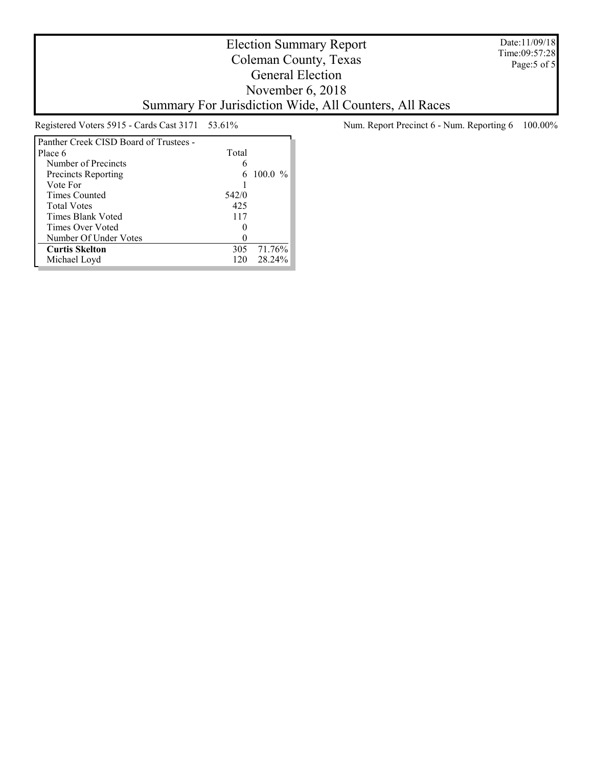# Election Summary Report
## Coleman County, Texas
## General Election
## November 6, 2018
## Summary For Jurisdiction Wide, All Counters, All Races

Date:11/09/18
Time:09:57:28

Registered Voters 5915 - Cards Cast 3171 53.61%

Num. Report Precinct 6 - Num. Reporting 6 100.00%

| Panther Creek CISD Board of Trustees - Place 6 | Total | |
|---|---|---|
| Number of Precincts | 6 | |
| Precincts Reporting | 6 | 100.0 % |
| Vote For | 1 | |
| Times Counted | 542/0 | |
| Total Votes | 425 | |
| Times Blank Voted | 117 | |
| Times Over Voted | 0 | |
| Number Of Under Votes | 0 | |
| **Curtis Skelton** | 305 | 71.76% |
| Michael Loyd | 120 | 28.24% |